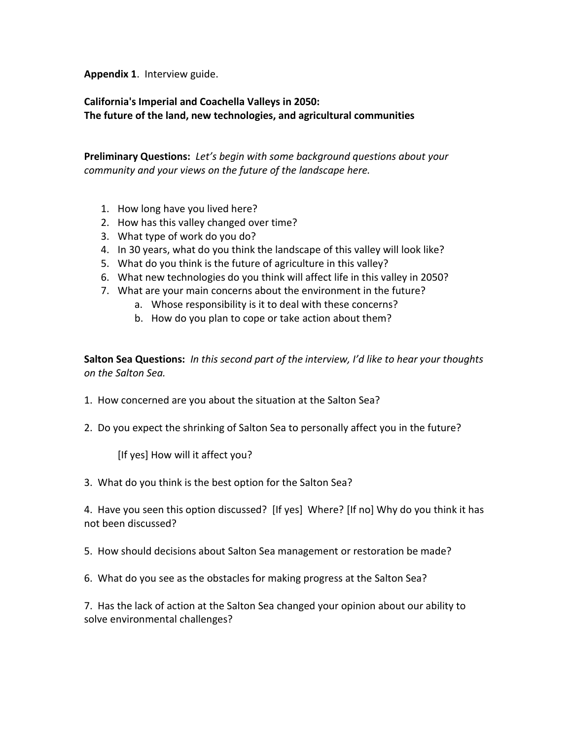**Appendix 1**. Interview guide.

**California's Imperial and Coachella Valleys in 2050:**
**The future of the land, new technologies, and agricultural communities**

**Preliminary Questions:** *Let's begin with some background questions about your community and your views on the future of the landscape here.*

1. How long have you lived here?
2. How has this valley changed over time?
3. What type of work do you do?
4. In 30 years, what do you think the landscape of this valley will look like?
5. What do you think is the future of agriculture in this valley?
6. What new technologies do you think will affect life in this valley in 2050?
7. What are your main concerns about the environment in the future?
   a. Whose responsibility is it to deal with these concerns?
   b. How do you plan to cope or take action about them?

**Salton Sea Questions:** *In this second part of the interview, I'd like to hear your thoughts on the Salton Sea.*

1. How concerned are you about the situation at the Salton Sea?

2. Do you expect the shrinking of Salton Sea to personally affect you in the future?

   [If yes] How will it affect you?

3. What do you think is the best option for the Salton Sea?

4. Have you seen this option discussed? [If yes] Where? [If no] Why do you think it has not been discussed?

5. How should decisions about Salton Sea management or restoration be made?

6. What do you see as the obstacles for making progress at the Salton Sea?

7. Has the lack of action at the Salton Sea changed your opinion about our ability to solve environmental challenges?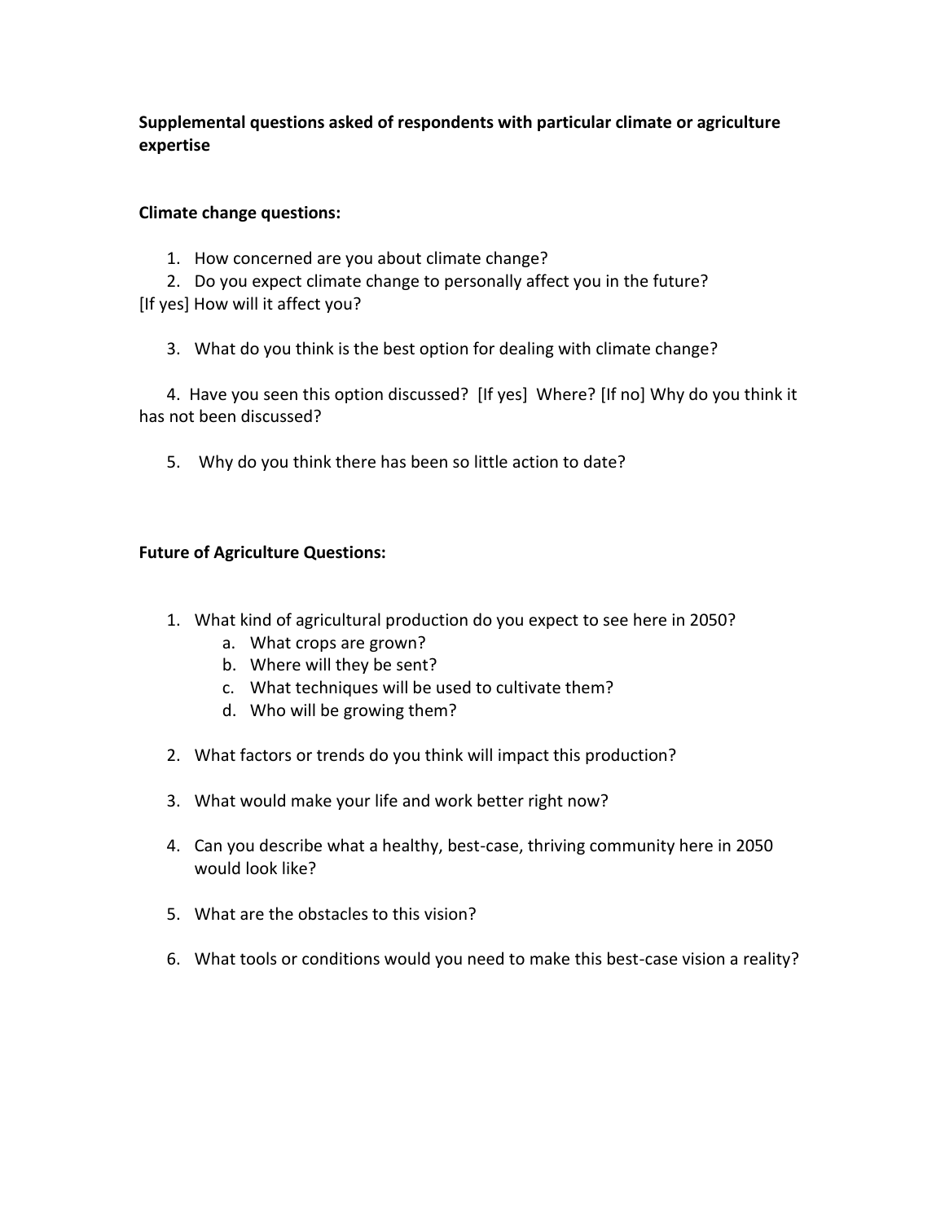**Supplemental questions asked of respondents with particular climate or agriculture expertise**

**Climate change questions:**

1. How concerned are you about climate change?
2. Do you expect climate change to personally affect you in the future?

[If yes] How will it affect you?

3. What do you think is the best option for dealing with climate change?

4. Have you seen this option discussed? [If yes] Where? [If no] Why do you think it has not been discussed?

5. Why do you think there has been so little action to date?

**Future of Agriculture Questions:**

1. What kind of agricultural production do you expect to see here in 2050?
   a. What crops are grown?
   b. Where will they be sent?
   c. What techniques will be used to cultivate them?
   d. Who will be growing them?

2. What factors or trends do you think will impact this production?

3. What would make your life and work better right now?

4. Can you describe what a healthy, best-case, thriving community here in 2050 would look like?

5. What are the obstacles to this vision?

6. What tools or conditions would you need to make this best-case vision a reality?